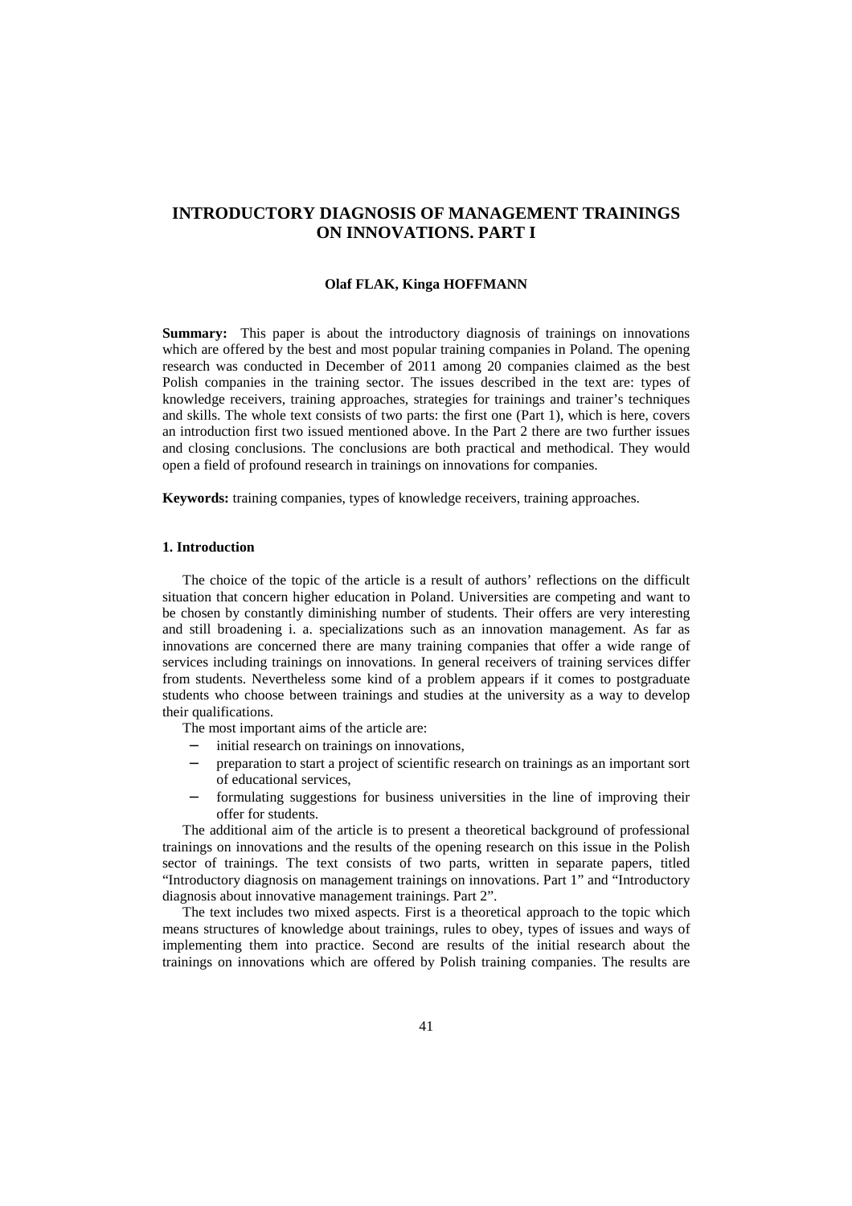# INTRODUCTORY DIAGNOSIS OF MANAGEMENT TRAININGS ON INNOVATIONS. PART I

**Olaf FLAK, Kinga HOFFMANN**

**Summary:** This paper is about the introductory diagnosis of trainings on innovations which are offered by the best and most popular training companies in Poland. The opening research was conducted in December of 2011 among 20 companies claimed as the best Polish companies in the training sector. The issues described in the text are: types of knowledge receivers, training approaches, strategies for trainings and trainer's techniques and skills. The whole text consists of two parts: the first one (Part 1), which is here, covers an introduction first two issued mentioned above. In the Part 2 there are two further issues and closing conclusions. The conclusions are both practical and methodical. They would open a field of profound research in trainings on innovations for companies.

**Keywords:** training companies, types of knowledge receivers, training approaches.

## 1. Introduction

The choice of the topic of the article is a result of authors' reflections on the difficult situation that concern higher education in Poland. Universities are competing and want to be chosen by constantly diminishing number of students. Their offers are very interesting and still broadening i. a. specializations such as an innovation management. As far as innovations are concerned there are many training companies that offer a wide range of services including trainings on innovations. In general receivers of training services differ from students. Nevertheless some kind of a problem appears if it comes to postgraduate students who choose between trainings and studies at the university as a way to develop their qualifications.

The most important aims of the article are:

- initial research on trainings on innovations,
- preparation to start a project of scientific research on trainings as an important sort of educational services,
- formulating suggestions for business universities in the line of improving their offer for students.

The additional aim of the article is to present a theoretical background of professional trainings on innovations and the results of the opening research on this issue in the Polish sector of trainings. The text consists of two parts, written in separate papers, titled "Introductory diagnosis on management trainings on innovations. Part 1" and "Introductory diagnosis about innovative management trainings. Part 2".

The text includes two mixed aspects. First is a theoretical approach to the topic which means structures of knowledge about trainings, rules to obey, types of issues and ways of implementing them into practice. Second are results of the initial research about the trainings on innovations which are offered by Polish training companies. The results are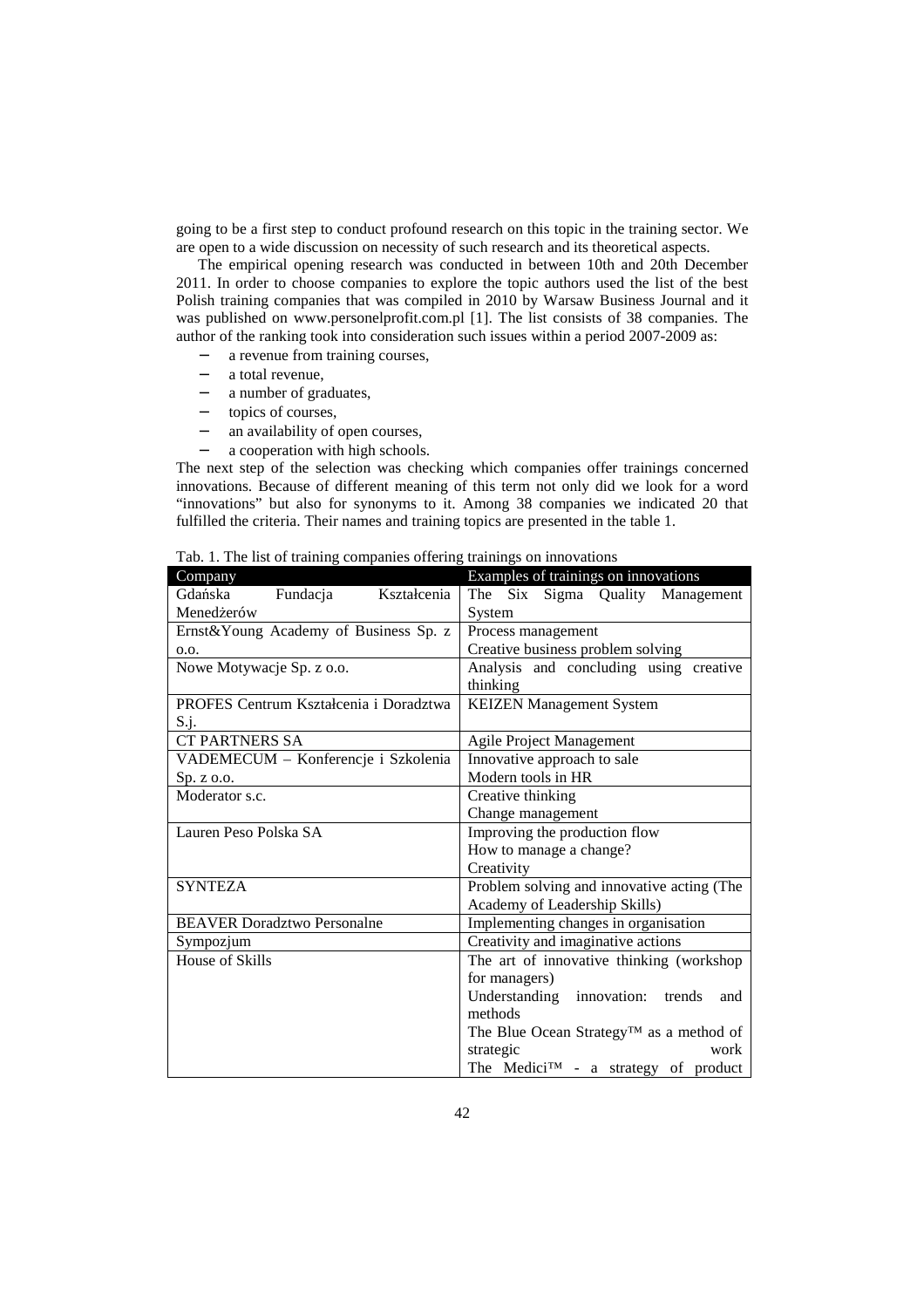going to be a first step to conduct profound research on this topic in the training sector. We are open to a wide discussion on necessity of such research and its theoretical aspects.

The empirical opening research was conducted in between 10th and 20th December 2011. In order to choose companies to explore the topic authors used the list of the best Polish training companies that was compiled in 2010 by Warsaw Business Journal and it was published on www.personelprofit.com.pl [1]. The list consists of 38 companies. The author of the ranking took into consideration such issues within a period 2007-2009 as:

- a revenue from training courses,
- a total revenue,
- a number of graduates,
- topics of courses,
- an availability of open courses,
- a cooperation with high schools.

The next step of the selection was checking which companies offer trainings concerned innovations. Because of different meaning of this term not only did we look for a word "innovations" but also for synonyms to it. Among 38 companies we indicated 20 that fulfilled the criteria. Their names and training topics are presented in the table 1.

Tab. 1. The list of training companies offering trainings on innovations

| Company | Examples of trainings on innovations |
|---|---|
| Gdańska Fundacja Kształcenia Menedżerów | The Six Sigma Quality Management System |
| Ernst&Young Academy of Business Sp. z o.o. | Process management<br>Creative business problem solving |
| Nowe Motywacje Sp. z o.o. | Analysis and concluding using creative thinking |
| PROFES Centrum Kształcenia i Doradztwa S.j. | KEIZEN Management System |
| CT PARTNERS SA | Agile Project Management |
| VADEMECUM – Konferencje i Szkolenia Sp. z o.o. | Innovative approach to sale<br>Modern tools in HR |
| Moderator s.c. | Creative thinking<br>Change management |
| Lauren Peso Polska SA | Improving the production flow<br>How to manage a change?<br>Creativity |
| SYNTEZA | Problem solving and innovative acting (The Academy of Leadership Skills) |
| BEAVER Doradztwo Personalne | Implementing changes in organisation |
| Sympozjum | Creativity and imaginative actions |
| House of Skills | The art of innovative thinking (workshop for managers)<br>Understanding innovation: trends and methods<br>The Blue Ocean Strategy™ as a method of strategic work<br>The Medici™ - a strategy of product |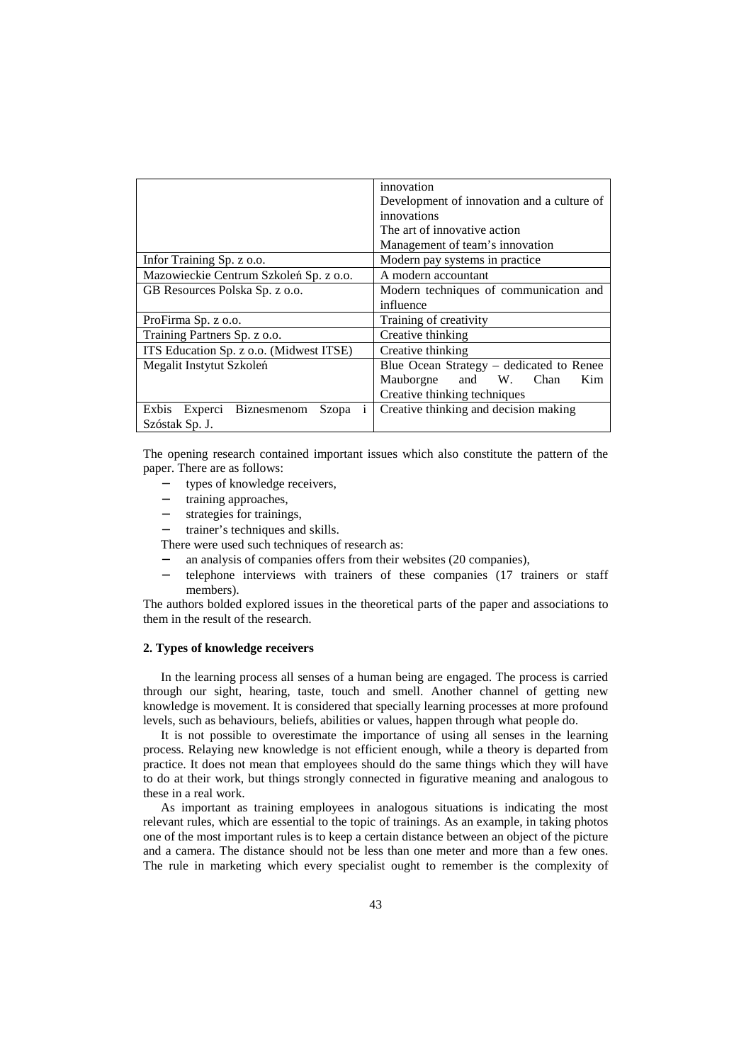| | |
|---|---|
| | innovation<br>Development of innovation and a culture of innovations<br>The art of innovative action<br>Management of team's innovation |
| Infor Training Sp. z o.o. | Modern pay systems in practice |
| Mazowieckie Centrum Szkoleń Sp. z o.o. | A modern accountant |
| GB Resources Polska Sp. z o.o. | Modern techniques of communication and influence |
| ProFirma Sp. z o.o. | Training of creativity |
| Training Partners Sp. z o.o. | Creative thinking |
| ITS Education Sp. z o.o. (Midwest ITSE) | Creative thinking |
| Megalit Instytut Szkoleń | Blue Ocean Strategy – dedicated to Renee Mauborgne and W. Chan Kim<br>Creative thinking techniques |
| Exbis Experci Biznesmenom Szopa i Szóstak Sp. J. | Creative thinking and decision making |

The opening research contained important issues which also constitute the pattern of the paper. There are as follows:

- types of knowledge receivers,
- training approaches,
- strategies for trainings,
- trainer's techniques and skills.

There were used such techniques of research as:

- an analysis of companies offers from their websites (20 companies),
- telephone interviews with trainers of these companies (17 trainers or staff members).

The authors bolded explored issues in the theoretical parts of the paper and associations to them in the result of the research.

#### 2. Types of knowledge receivers

In the learning process all senses of a human being are engaged. The process is carried through our sight, hearing, taste, touch and smell. Another channel of getting new knowledge is movement. It is considered that specially learning processes at more profound levels, such as behaviours, beliefs, abilities or values, happen through what people do.

It is not possible to overestimate the importance of using all senses in the learning process. Relaying new knowledge is not efficient enough, while a theory is departed from practice. It does not mean that employees should do the same things which they will have to do at their work, but things strongly connected in figurative meaning and analogous to these in a real work.

As important as training employees in analogous situations is indicating the most relevant rules, which are essential to the topic of trainings. As an example, in taking photos one of the most important rules is to keep a certain distance between an object of the picture and a camera. The distance should not be less than one meter and more than a few ones. The rule in marketing which every specialist ought to remember is the complexity of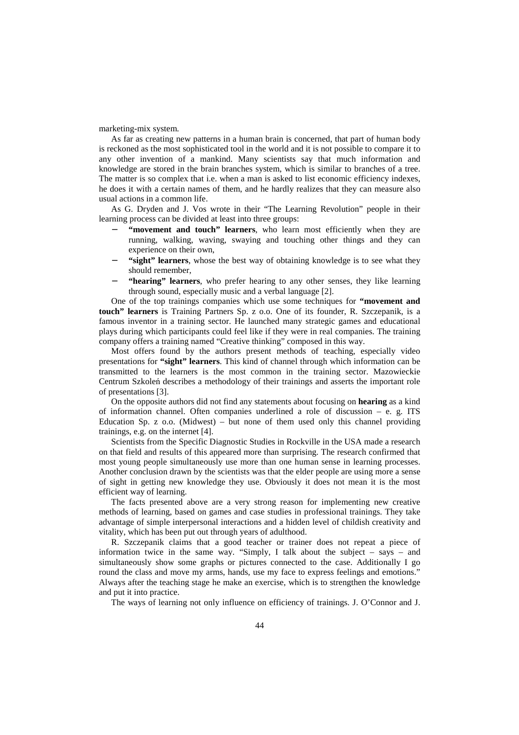marketing-mix system.

As far as creating new patterns in a human brain is concerned, that part of human body is reckoned as the most sophisticated tool in the world and it is not possible to compare it to any other invention of a mankind. Many scientists say that much information and knowledge are stored in the brain branches system, which is similar to branches of a tree. The matter is so complex that i.e. when a man is asked to list economic efficiency indexes, he does it with a certain names of them, and he hardly realizes that they can measure also usual actions in a common life.

As G. Dryden and J. Vos wrote in their "The Learning Revolution" people in their learning process can be divided at least into three groups:

- **"movement and touch" learners**, who learn most efficiently when they are running, walking, waving, swaying and touching other things and they can experience on their own,
- **"sight" learners**, whose the best way of obtaining knowledge is to see what they should remember,
- **"hearing" learners**, who prefer hearing to any other senses, they like learning through sound, especially music and a verbal language [2].

One of the top trainings companies which use some techniques for **"movement and touch" learners** is Training Partners Sp. z o.o. One of its founder, R. Szczepanik, is a famous inventor in a training sector. He launched many strategic games and educational plays during which participants could feel like if they were in real companies. The training company offers a training named "Creative thinking" composed in this way.

Most offers found by the authors present methods of teaching, especially video presentations for **"sight" learners**. This kind of channel through which information can be transmitted to the learners is the most common in the training sector. Mazowieckie Centrum Szkoleń describes a methodology of their trainings and asserts the important role of presentations [3].

On the opposite authors did not find any statements about focusing on **hearing** as a kind of information channel. Often companies underlined a role of discussion – e. g. ITS Education Sp. z o.o. (Midwest) – but none of them used only this channel providing trainings, e.g. on the internet [4].

Scientists from the Specific Diagnostic Studies in Rockville in the USA made a research on that field and results of this appeared more than surprising. The research confirmed that most young people simultaneously use more than one human sense in learning processes. Another conclusion drawn by the scientists was that the elder people are using more a sense of sight in getting new knowledge they use. Obviously it does not mean it is the most efficient way of learning.

The facts presented above are a very strong reason for implementing new creative methods of learning, based on games and case studies in professional trainings. They take advantage of simple interpersonal interactions and a hidden level of childish creativity and vitality, which has been put out through years of adulthood.

R. Szczepanik claims that a good teacher or trainer does not repeat a piece of information twice in the same way. "Simply, I talk about the subject – says – and simultaneously show some graphs or pictures connected to the case. Additionally I go round the class and move my arms, hands, use my face to express feelings and emotions." Always after the teaching stage he make an exercise, which is to strengthen the knowledge and put it into practice.

The ways of learning not only influence on efficiency of trainings. J. O'Connor and J.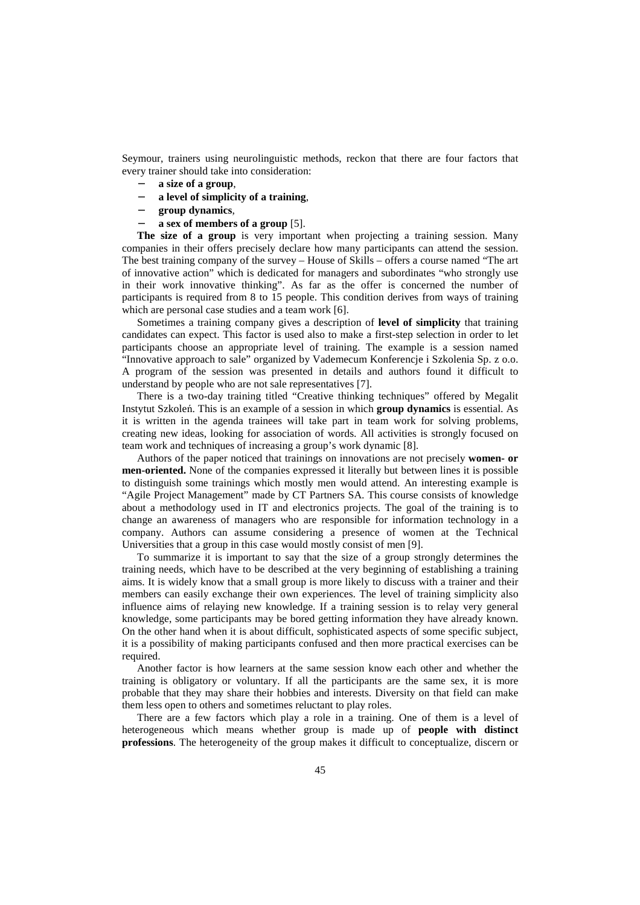Seymour, trainers using neurolinguistic methods, reckon that there are four factors that every trainer should take into consideration:

- **a size of a group**,
- **a level of simplicity of a training**,
- **group dynamics**,
- **a sex of members of a group** [5].

**The size of a group** is very important when projecting a training session. Many companies in their offers precisely declare how many participants can attend the session. The best training company of the survey – House of Skills – offers a course named "The art of innovative action" which is dedicated for managers and subordinates "who strongly use in their work innovative thinking". As far as the offer is concerned the number of participants is required from 8 to 15 people. This condition derives from ways of training which are personal case studies and a team work [6].

Sometimes a training company gives a description of **level of simplicity** that training candidates can expect. This factor is used also to make a first-step selection in order to let participants choose an appropriate level of training. The example is a session named "Innovative approach to sale" organized by Vademecum Konferencje i Szkolenia Sp. z o.o. A program of the session was presented in details and authors found it difficult to understand by people who are not sale representatives [7].

There is a two-day training titled "Creative thinking techniques" offered by Megalit Instytut Szkoleń. This is an example of a session in which **group dynamics** is essential. As it is written in the agenda trainees will take part in team work for solving problems, creating new ideas, looking for association of words. All activities is strongly focused on team work and techniques of increasing a group's work dynamic [8].

Authors of the paper noticed that trainings on innovations are not precisely **women- or men-oriented.** None of the companies expressed it literally but between lines it is possible to distinguish some trainings which mostly men would attend. An interesting example is "Agile Project Management" made by CT Partners SA. This course consists of knowledge about a methodology used in IT and electronics projects. The goal of the training is to change an awareness of managers who are responsible for information technology in a company. Authors can assume considering a presence of women at the Technical Universities that a group in this case would mostly consist of men [9].

To summarize it is important to say that the size of a group strongly determines the training needs, which have to be described at the very beginning of establishing a training aims. It is widely know that a small group is more likely to discuss with a trainer and their members can easily exchange their own experiences. The level of training simplicity also influence aims of relaying new knowledge. If a training session is to relay very general knowledge, some participants may be bored getting information they have already known. On the other hand when it is about difficult, sophisticated aspects of some specific subject, it is a possibility of making participants confused and then more practical exercises can be required.

Another factor is how learners at the same session know each other and whether the training is obligatory or voluntary. If all the participants are the same sex, it is more probable that they may share their hobbies and interests. Diversity on that field can make them less open to others and sometimes reluctant to play roles.

There are a few factors which play a role in a training. One of them is a level of heterogeneous which means whether group is made up of **people with distinct professions**. The heterogeneity of the group makes it difficult to conceptualize, discern or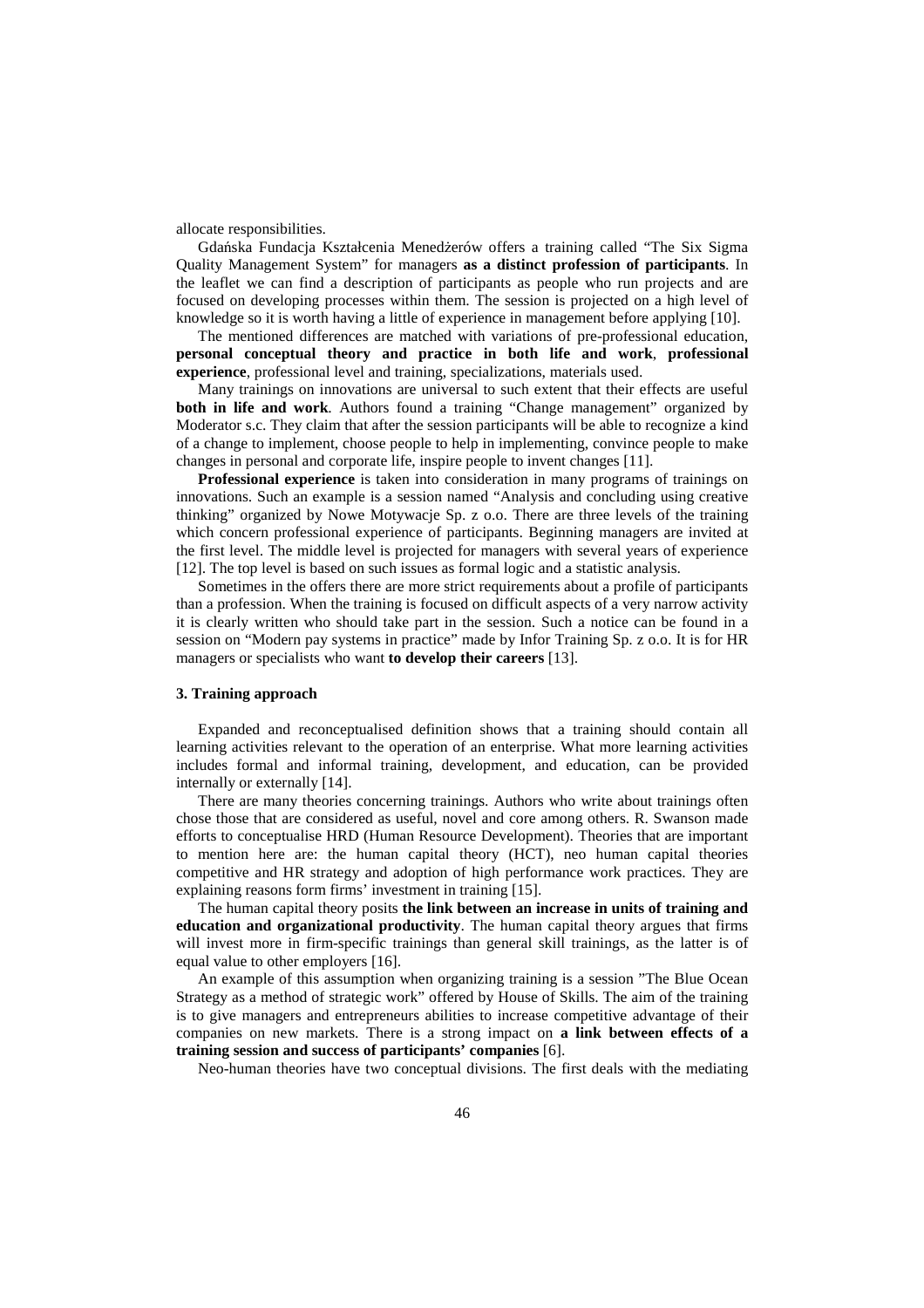allocate responsibilities.

Gdańska Fundacja Kształcenia Menedżerów offers a training called "The Six Sigma Quality Management System" for managers **as a distinct profession of participants**. In the leaflet we can find a description of participants as people who run projects and are focused on developing processes within them. The session is projected on a high level of knowledge so it is worth having a little of experience in management before applying [10].

The mentioned differences are matched with variations of pre-professional education, **personal conceptual theory and practice in both life and work**, **professional experience**, professional level and training, specializations, materials used.

Many trainings on innovations are universal to such extent that their effects are useful **both in life and work**. Authors found a training "Change management" organized by Moderator s.c. They claim that after the session participants will be able to recognize a kind of a change to implement, choose people to help in implementing, convince people to make changes in personal and corporate life, inspire people to invent changes [11].

**Professional experience** is taken into consideration in many programs of trainings on innovations. Such an example is a session named "Analysis and concluding using creative thinking" organized by Nowe Motywacje Sp. z o.o. There are three levels of the training which concern professional experience of participants. Beginning managers are invited at the first level. The middle level is projected for managers with several years of experience [12]. The top level is based on such issues as formal logic and a statistic analysis.

Sometimes in the offers there are more strict requirements about a profile of participants than a profession. When the training is focused on difficult aspects of a very narrow activity it is clearly written who should take part in the session. Such a notice can be found in a session on "Modern pay systems in practice" made by Infor Training Sp. z o.o. It is for HR managers or specialists who want **to develop their careers** [13].

### 3. Training approach

Expanded and reconceptualised definition shows that a training should contain all learning activities relevant to the operation of an enterprise. What more learning activities includes formal and informal training, development, and education, can be provided internally or externally [14].

There are many theories concerning trainings. Authors who write about trainings often chose those that are considered as useful, novel and core among others. R. Swanson made efforts to conceptualise HRD (Human Resource Development). Theories that are important to mention here are: the human capital theory (HCT), neo human capital theories competitive and HR strategy and adoption of high performance work practices. They are explaining reasons form firms' investment in training [15].

The human capital theory posits **the link between an increase in units of training and education and organizational productivity**. The human capital theory argues that firms will invest more in firm-specific trainings than general skill trainings, as the latter is of equal value to other employers [16].

An example of this assumption when organizing training is a session "The Blue Ocean Strategy as a method of strategic work" offered by House of Skills. The aim of the training is to give managers and entrepreneurs abilities to increase competitive advantage of their companies on new markets. There is a strong impact on **a link between effects of a training session and success of participants' companies** [6].

Neo-human theories have two conceptual divisions. The first deals with the mediating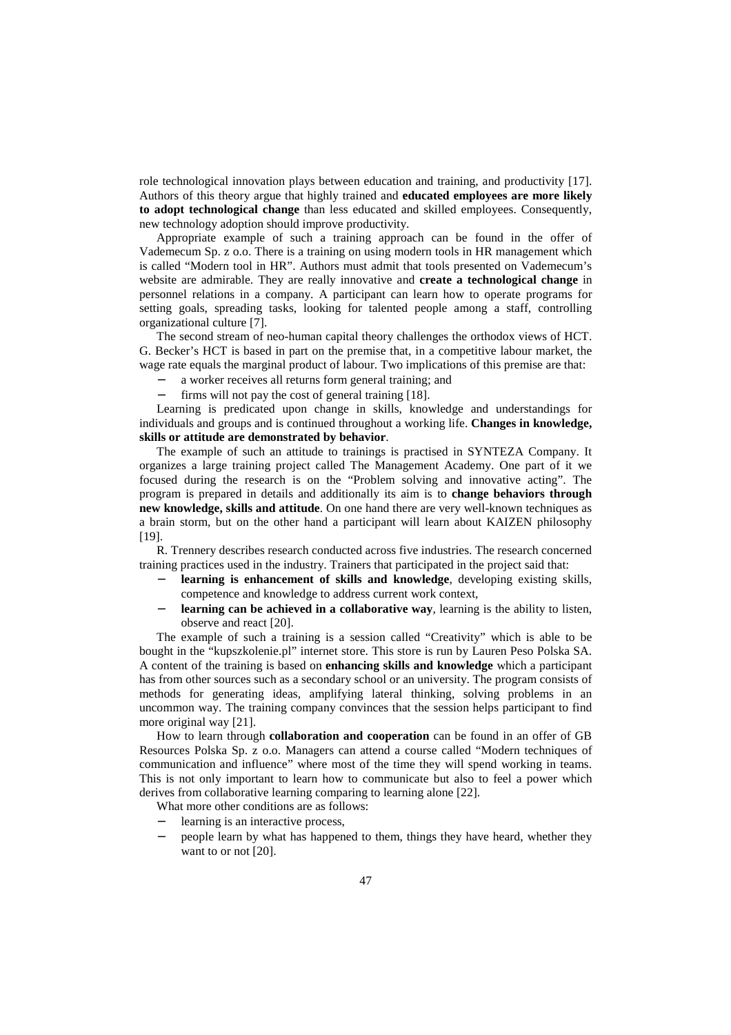role technological innovation plays between education and training, and productivity [17]. Authors of this theory argue that highly trained and **educated employees are more likely to adopt technological change** than less educated and skilled employees. Consequently, new technology adoption should improve productivity.

Appropriate example of such a training approach can be found in the offer of Vademecum Sp. z o.o. There is a training on using modern tools in HR management which is called "Modern tool in HR". Authors must admit that tools presented on Vademecum's website are admirable. They are really innovative and **create a technological change** in personnel relations in a company. A participant can learn how to operate programs for setting goals, spreading tasks, looking for talented people among a staff, controlling organizational culture [7].

The second stream of neo-human capital theory challenges the orthodox views of HCT. G. Becker's HCT is based in part on the premise that, in a competitive labour market, the wage rate equals the marginal product of labour. Two implications of this premise are that:

- a worker receives all returns form general training; and
- firms will not pay the cost of general training [18].

Learning is predicated upon change in skills, knowledge and understandings for individuals and groups and is continued throughout a working life. **Changes in knowledge, skills or attitude are demonstrated by behavior**.

The example of such an attitude to trainings is practised in SYNTEZA Company. It organizes a large training project called The Management Academy. One part of it we focused during the research is on the "Problem solving and innovative acting". The program is prepared in details and additionally its aim is to **change behaviors through new knowledge, skills and attitude**. On one hand there are very well-known techniques as a brain storm, but on the other hand a participant will learn about KAIZEN philosophy [19].

R. Trennery describes research conducted across five industries. The research concerned training practices used in the industry. Trainers that participated in the project said that:

- **learning is enhancement of skills and knowledge**, developing existing skills, competence and knowledge to address current work context,
- **learning can be achieved in a collaborative way**, learning is the ability to listen, observe and react [20].

The example of such a training is a session called "Creativity" which is able to be bought in the "kupszkolenie.pl" internet store. This store is run by Lauren Peso Polska SA. A content of the training is based on **enhancing skills and knowledge** which a participant has from other sources such as a secondary school or an university. The program consists of methods for generating ideas, amplifying lateral thinking, solving problems in an uncommon way. The training company convinces that the session helps participant to find more original way [21].

How to learn through **collaboration and cooperation** can be found in an offer of GB Resources Polska Sp. z o.o. Managers can attend a course called "Modern techniques of communication and influence" where most of the time they will spend working in teams. This is not only important to learn how to communicate but also to feel a power which derives from collaborative learning comparing to learning alone [22].

What more other conditions are as follows:

- learning is an interactive process,
- people learn by what has happened to them, things they have heard, whether they want to or not [20].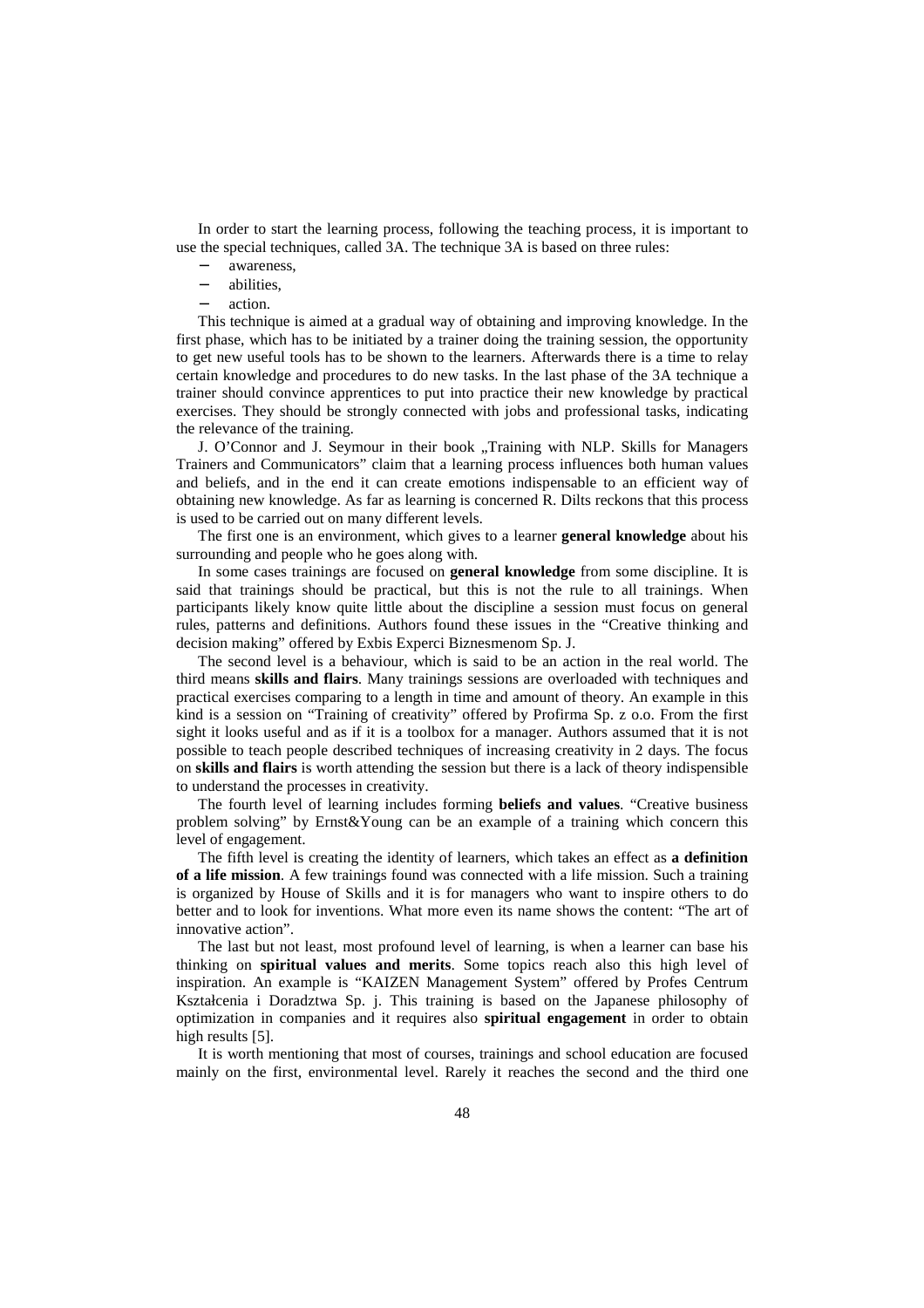In order to start the learning process, following the teaching process, it is important to use the special techniques, called 3A. The technique 3A is based on three rules:

- awareness,
- abilities,
- action.

This technique is aimed at a gradual way of obtaining and improving knowledge. In the first phase, which has to be initiated by a trainer doing the training session, the opportunity to get new useful tools has to be shown to the learners. Afterwards there is a time to relay certain knowledge and procedures to do new tasks. In the last phase of the 3A technique a trainer should convince apprentices to put into practice their new knowledge by practical exercises. They should be strongly connected with jobs and professional tasks, indicating the relevance of the training.

J. O'Connor and J. Seymour in their book „Training with NLP. Skills for Managers Trainers and Communicators" claim that a learning process influences both human values and beliefs, and in the end it can create emotions indispensable to an efficient way of obtaining new knowledge. As far as learning is concerned R. Dilts reckons that this process is used to be carried out on many different levels.

The first one is an environment, which gives to a learner **general knowledge** about his surrounding and people who he goes along with.

In some cases trainings are focused on **general knowledge** from some discipline. It is said that trainings should be practical, but this is not the rule to all trainings. When participants likely know quite little about the discipline a session must focus on general rules, patterns and definitions. Authors found these issues in the "Creative thinking and decision making" offered by Exbis Experci Biznesmenom Sp. J.

The second level is a behaviour, which is said to be an action in the real world. The third means **skills and flairs**. Many trainings sessions are overloaded with techniques and practical exercises comparing to a length in time and amount of theory. An example in this kind is a session on "Training of creativity" offered by Profirma Sp. z o.o. From the first sight it looks useful and as if it is a toolbox for a manager. Authors assumed that it is not possible to teach people described techniques of increasing creativity in 2 days. The focus on **skills and flairs** is worth attending the session but there is a lack of theory indispensible to understand the processes in creativity.

The fourth level of learning includes forming **beliefs and values**. "Creative business problem solving" by Ernst&Young can be an example of a training which concern this level of engagement.

The fifth level is creating the identity of learners, which takes an effect as **a definition of a life mission**. A few trainings found was connected with a life mission. Such a training is organized by House of Skills and it is for managers who want to inspire others to do better and to look for inventions. What more even its name shows the content: "The art of innovative action".

The last but not least, most profound level of learning, is when a learner can base his thinking on **spiritual values and merits**. Some topics reach also this high level of inspiration. An example is "KAIZEN Management System" offered by Profes Centrum Kształcenia i Doradztwa Sp. j. This training is based on the Japanese philosophy of optimization in companies and it requires also **spiritual engagement** in order to obtain high results [5].

It is worth mentioning that most of courses, trainings and school education are focused mainly on the first, environmental level. Rarely it reaches the second and the third one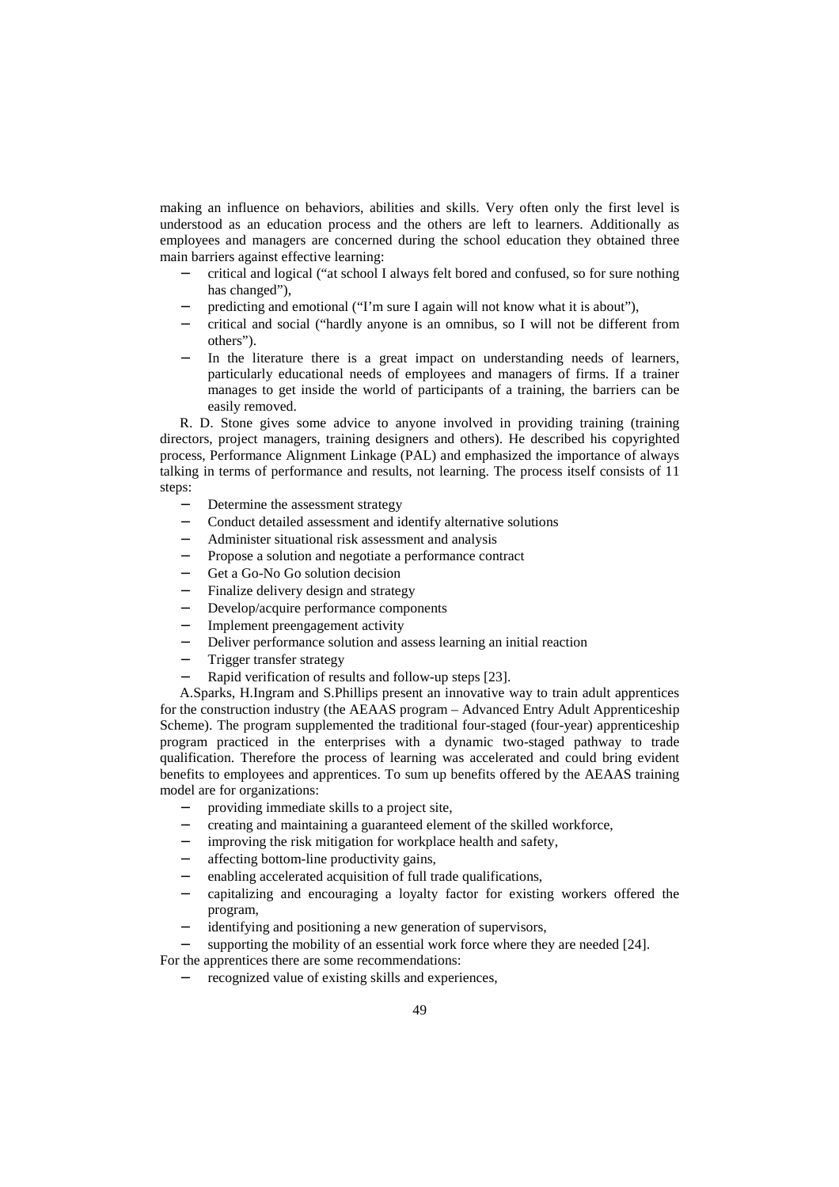making an influence on behaviors, abilities and skills. Very often only the first level is understood as an education process and the others are left to learners. Additionally as employees and managers are concerned during the school education they obtained three main barriers against effective learning:

- critical and logical ("at school I always felt bored and confused, so for sure nothing has changed"),
- predicting and emotional ("I'm sure I again will not know what it is about"),
- critical and social ("hardly anyone is an omnibus, so I will not be different from others").
- In the literature there is a great impact on understanding needs of learners, particularly educational needs of employees and managers of firms. If a trainer manages to get inside the world of participants of a training, the barriers can be easily removed.

R. D. Stone gives some advice to anyone involved in providing training (training directors, project managers, training designers and others). He described his copyrighted process, Performance Alignment Linkage (PAL) and emphasized the importance of always talking in terms of performance and results, not learning. The process itself consists of 11 steps:

- Determine the assessment strategy
- Conduct detailed assessment and identify alternative solutions
- Administer situational risk assessment and analysis
- Propose a solution and negotiate a performance contract
- Get a Go-No Go solution decision
- Finalize delivery design and strategy
- Develop/acquire performance components
- Implement preengagement activity
- Deliver performance solution and assess learning an initial reaction
- Trigger transfer strategy
- Rapid verification of results and follow-up steps [23].

A.Sparks, H.Ingram and S.Phillips present an innovative way to train adult apprentices for the construction industry (the AEAAS program – Advanced Entry Adult Apprenticeship Scheme). The program supplemented the traditional four-staged (four-year) apprenticeship program practiced in the enterprises with a dynamic two-staged pathway to trade qualification. Therefore the process of learning was accelerated and could bring evident benefits to employees and apprentices. To sum up benefits offered by the AEAAS training model are for organizations:

- providing immediate skills to a project site,
- creating and maintaining a guaranteed element of the skilled workforce,
- improving the risk mitigation for workplace health and safety,
- affecting bottom-line productivity gains,
- enabling accelerated acquisition of full trade qualifications,
- capitalizing and encouraging a loyalty factor for existing workers offered the program,
- identifying and positioning a new generation of supervisors,
- supporting the mobility of an essential work force where they are needed [24].

For the apprentices there are some recommendations:

- recognized value of existing skills and experiences,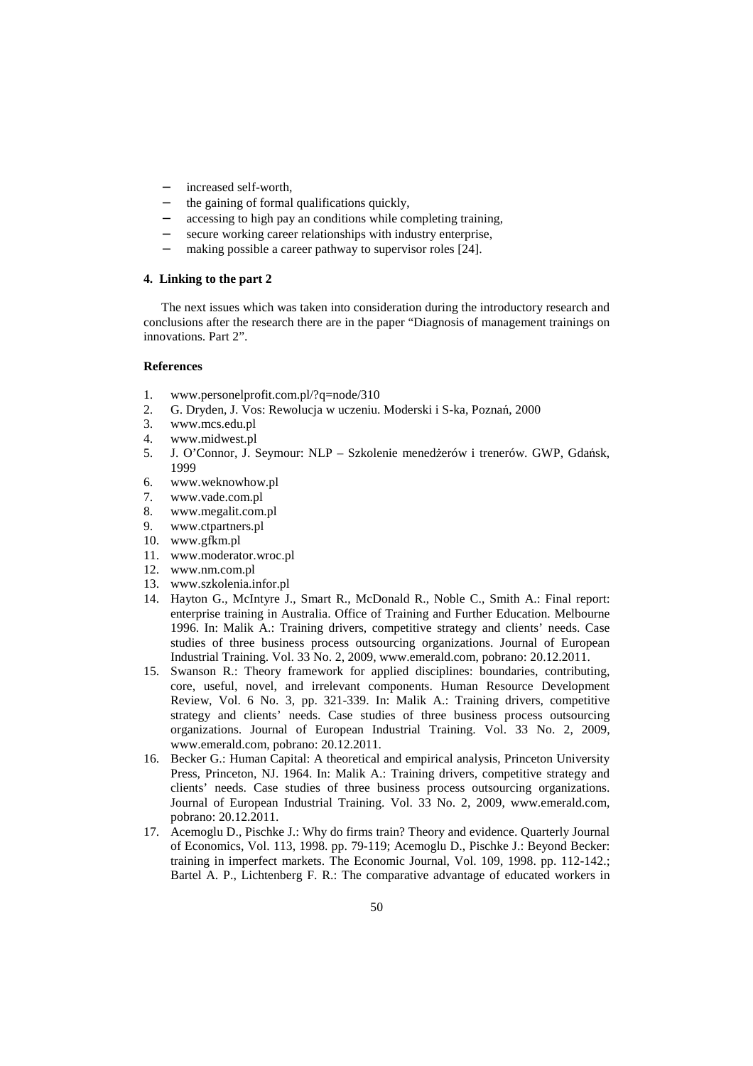- increased self-worth,
- the gaining of formal qualifications quickly,
- accessing to high pay an conditions while completing training,
- secure working career relationships with industry enterprise,
- making possible a career pathway to supervisor roles [24].

## 4. Linking to the part 2

The next issues which was taken into consideration during the introductory research and conclusions after the research there are in the paper "Diagnosis of management trainings on innovations. Part 2".

## References

1. www.personelprofit.com.pl/?q=node/310
2. G. Dryden, J. Vos: Rewolucja w uczeniu. Moderski i S-ka, Poznań, 2000
3. www.mcs.edu.pl
4. www.midwest.pl
5. J. O'Connor, J. Seymour: NLP – Szkolenie menedżerów i trenerów. GWP, Gdańsk, 1999
6. www.weknowhow.pl
7. www.vade.com.pl
8. www.megalit.com.pl
9. www.ctpartners.pl
10. www.gfkm.pl
11. www.moderator.wroc.pl
12. www.nm.com.pl
13. www.szkolenia.infor.pl
14. Hayton G., McIntyre J., Smart R., McDonald R., Noble C., Smith A.: Final report: enterprise training in Australia. Office of Training and Further Education. Melbourne 1996. In: Malik A.: Training drivers, competitive strategy and clients' needs. Case studies of three business process outsourcing organizations. Journal of European Industrial Training. Vol. 33 No. 2, 2009, www.emerald.com, pobrano: 20.12.2011.
15. Swanson R.: Theory framework for applied disciplines: boundaries, contributing, core, useful, novel, and irrelevant components. Human Resource Development Review, Vol. 6 No. 3, pp. 321-339. In: Malik A.: Training drivers, competitive strategy and clients' needs. Case studies of three business process outsourcing organizations. Journal of European Industrial Training. Vol. 33 No. 2, 2009, www.emerald.com, pobrano: 20.12.2011.
16. Becker G.: Human Capital: A theoretical and empirical analysis, Princeton University Press, Princeton, NJ. 1964. In: Malik A.: Training drivers, competitive strategy and clients' needs. Case studies of three business process outsourcing organizations. Journal of European Industrial Training. Vol. 33 No. 2, 2009, www.emerald.com, pobrano: 20.12.2011.
17. Acemoglu D., Pischke J.: Why do firms train? Theory and evidence. Quarterly Journal of Economics, Vol. 113, 1998. pp. 79-119; Acemoglu D., Pischke J.: Beyond Becker: training in imperfect markets. The Economic Journal, Vol. 109, 1998. pp. 112-142.; Bartel A. P., Lichtenberg F. R.: The comparative advantage of educated workers in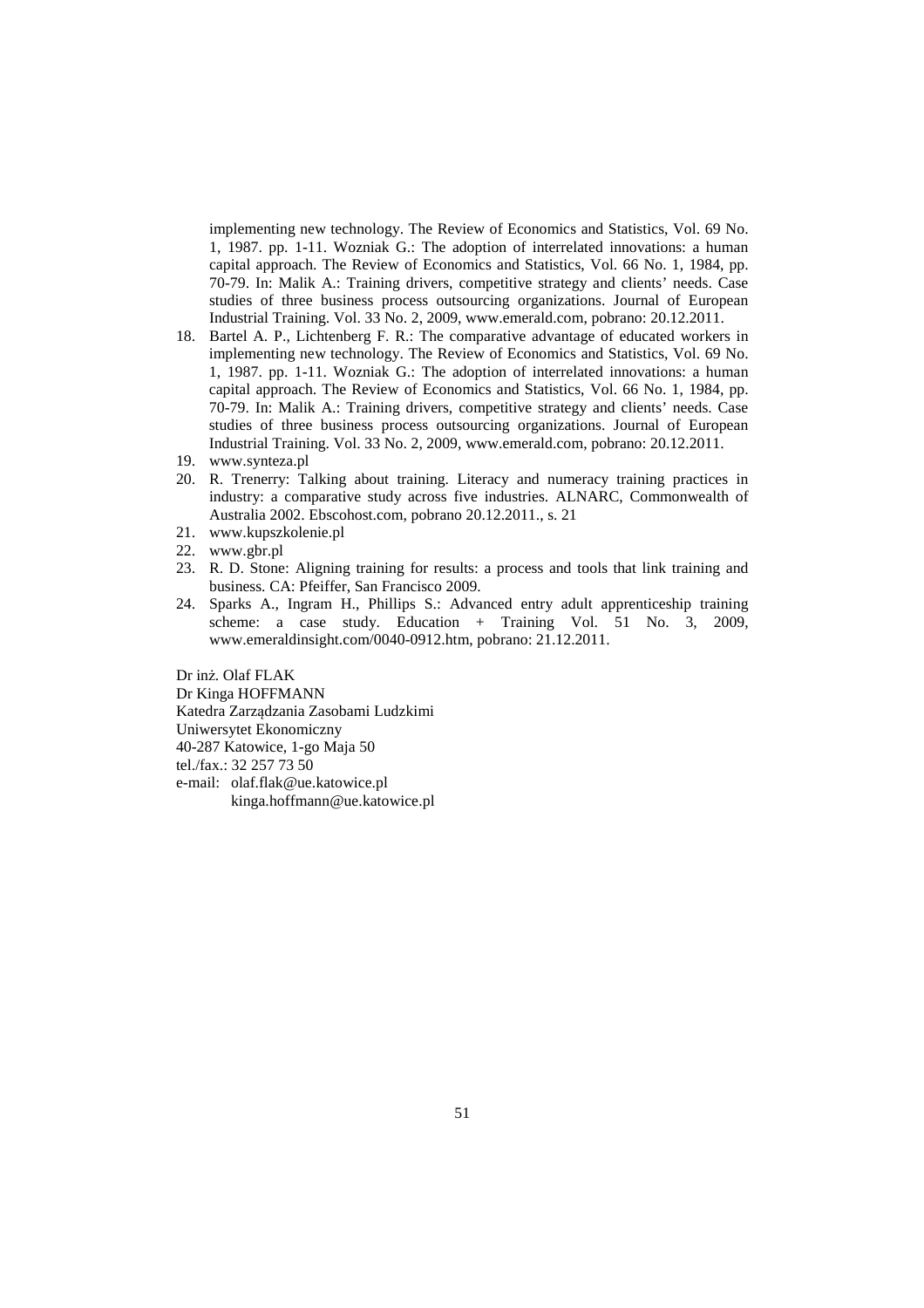implementing new technology. The Review of Economics and Statistics, Vol. 69 No. 1, 1987. pp. 1-11. Wozniak G.: The adoption of interrelated innovations: a human capital approach. The Review of Economics and Statistics, Vol. 66 No. 1, 1984, pp. 70-79. In: Malik A.: Training drivers, competitive strategy and clients' needs. Case studies of three business process outsourcing organizations. Journal of European Industrial Training. Vol. 33 No. 2, 2009, www.emerald.com, pobrano: 20.12.2011.

18. Bartel A. P., Lichtenberg F. R.: The comparative advantage of educated workers in implementing new technology. The Review of Economics and Statistics, Vol. 69 No. 1, 1987. pp. 1-11. Wozniak G.: The adoption of interrelated innovations: a human capital approach. The Review of Economics and Statistics, Vol. 66 No. 1, 1984, pp. 70-79. In: Malik A.: Training drivers, competitive strategy and clients' needs. Case studies of three business process outsourcing organizations. Journal of European Industrial Training. Vol. 33 No. 2, 2009, www.emerald.com, pobrano: 20.12.2011.
19. www.synteza.pl
20. R. Trenerry: Talking about training. Literacy and numeracy training practices in industry: a comparative study across five industries. ALNARC, Commonwealth of Australia 2002. Ebscohost.com, pobrano 20.12.2011., s. 21
21. www.kupszkolenie.pl
22. www.gbr.pl
23. R. D. Stone: Aligning training for results: a process and tools that link training and business. CA: Pfeiffer, San Francisco 2009.
24. Sparks A., Ingram H., Phillips S.: Advanced entry adult apprenticeship training scheme: a case study. Education + Training Vol. 51 No. 3, 2009, www.emeraldinsight.com/0040-0912.htm, pobrano: 21.12.2011.

Dr inż. Olaf FLAK
Dr Kinga HOFFMANN
Katedra Zarządzania Zasobami Ludzkimi
Uniwersytet Ekonomiczny
40-287 Katowice, 1-go Maja 50
tel./fax.: 32 257 73 50
e-mail: olaf.flak@ue.katowice.pl
kinga.hoffmann@ue.katowice.pl